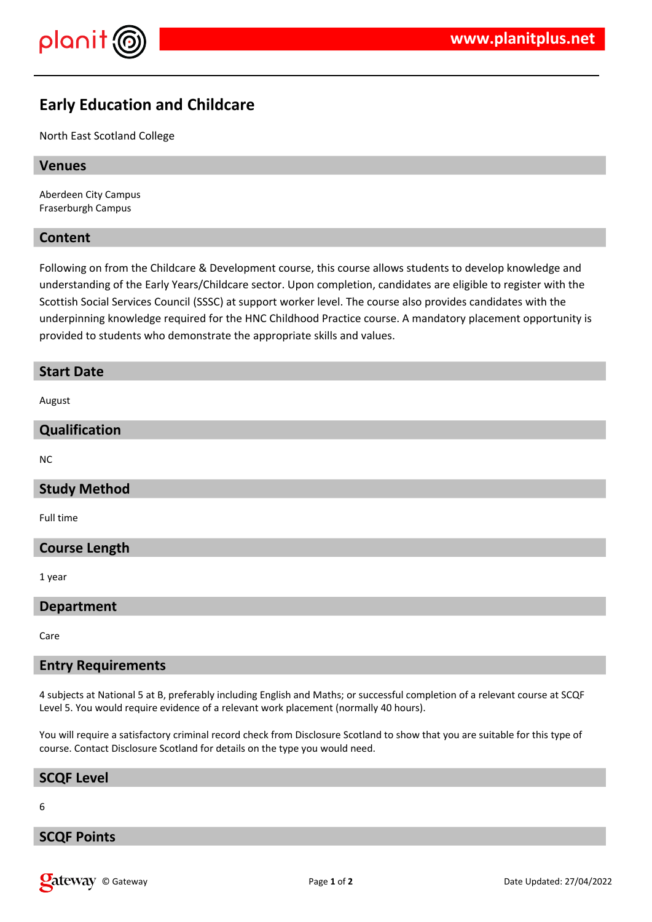# Early Education and Childcare

North East Scotland College

## Venues

Aberdeen City Campus
Fraserburgh Campus

## Content

Following on from the Childcare & Development course, this course allows students to develop knowledge and understanding of the Early Years/Childcare sector. Upon completion, candidates are eligible to register with the Scottish Social Services Council (SSSC) at support worker level. The course also provides candidates with the underpinning knowledge required for the HNC Childhood Practice course. A mandatory placement opportunity is provided to students who demonstrate the appropriate skills and values.

## Start Date

August

## Qualification

NC

## Study Method

Full time

## Course Length

1 year

## Department

Care

## Entry Requirements

4 subjects at National 5 at B, preferably including English and Maths; or successful completion of a relevant course at SCQF Level 5. You would require evidence of a relevant work placement (normally 40 hours).

You will require a satisfactory criminal record check from Disclosure Scotland to show that you are suitable for this type of course. Contact Disclosure Scotland for details on the type you would need.

## SCQF Level

6

## SCQF Points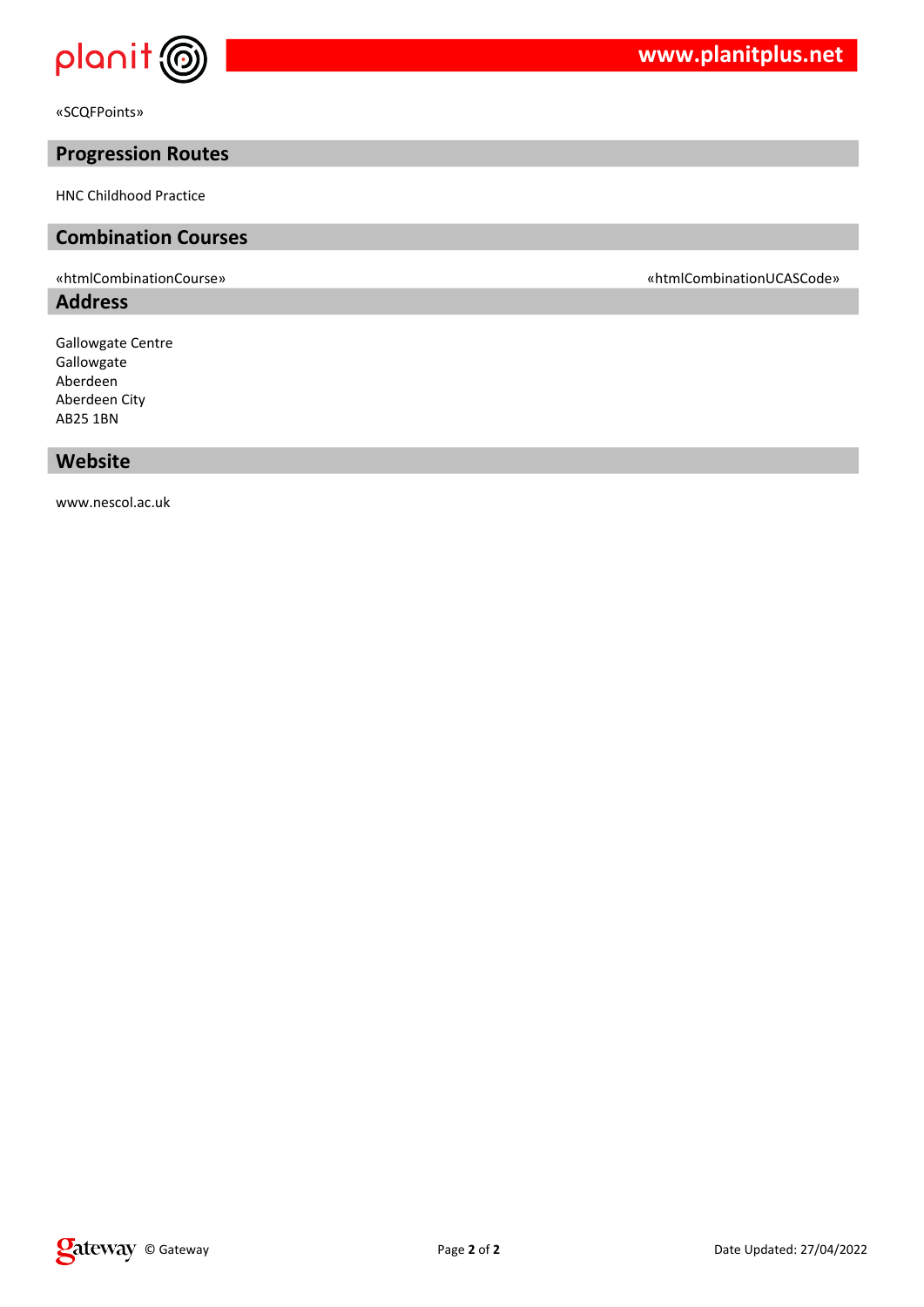«SCQFPoints»

## Progression Routes

HNC Childhood Practice

## Combination Courses

«htmlCombinationCourse» «htmlCombinationUCASCode»

## Address

Gallowgate Centre
Gallowgate
Aberdeen
Aberdeen City
AB25 1BN

## Website

www.nescol.ac.uk